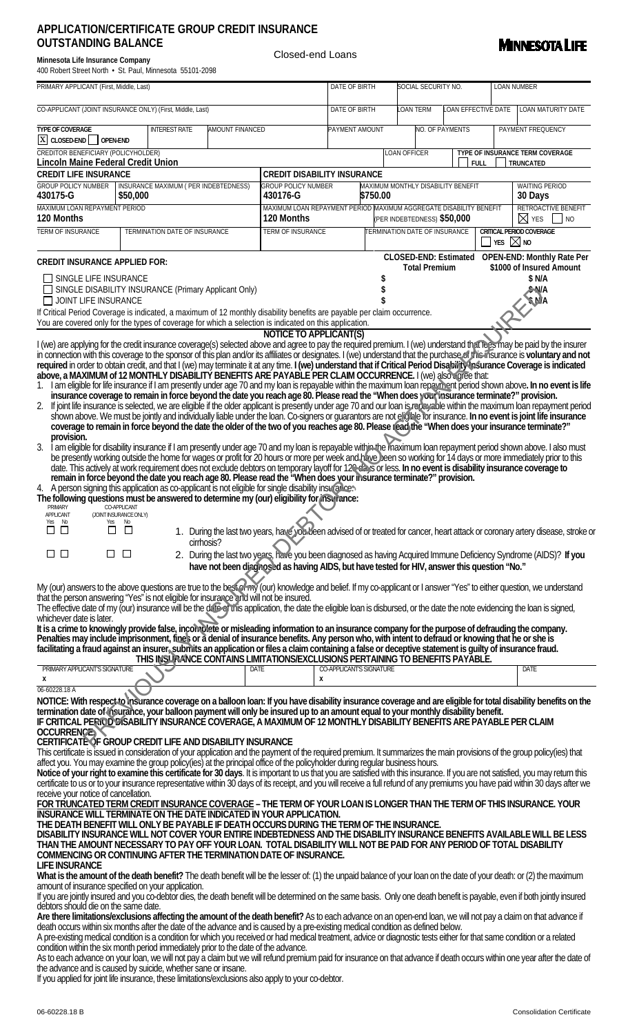# APPLICATION/CERTIFICATE GROUP CREDIT INSURANCE OUTSTANDING BALANCE

Closed-end Loans

**MINNESOTA LIFE**

**Minnesota Life Insurance Company**
400 Robert Street North • St. Paul, Minnesota 55101-2098

| PRIMARY APPLICANT (First, Middle, Last) | | | | DATE OF BIRTH | SOCIAL SECURITY NO. | | LOAN NUMBER |
|---|---|---|---|---|---|---|---|
| CO-APPLICANT (JOINT INSURANCE ONLY) (First, Middle, Last) | | | | DATE OF BIRTH | LOAN TERM | LOAN EFFECTIVE DATE | LOAN MATURITY DATE |
| TYPE OF COVERAGE [X] CLOSED-END [ ] OPEN-END | INTEREST RATE | AMOUNT FINANCED | | PAYMENT AMOUNT | NO. OF PAYMENTS | | PAYMENT FREQUENCY |
| CREDITOR BENEFICIARY (POLICYHOLDER) **Lincoln Maine Federal Credit Union** | | | | | LOAN OFFICER | | TYPE OF INSURANCE TERM COVERAGE [ ] FULL **TRUNCATED** |

| **CREDIT LIFE INSURANCE** | | **CREDIT DISABILITY INSURANCE** | | |
|---|---|---|---|---|
| GROUP POLICY NUMBER **430175-G** | INSURANCE MAXIMUM ( PER INDEBTEDNESS) **$50,000** | GROUP POLICY NUMBER **430176-G** | MAXIMUM MONTHLY DISABILITY BENEFIT **$750.00** | WAITING PERIOD **30 Days** |
| MAXIMUM LOAN REPAYMENT PERIOD **120 Months** | | MAXIMUM LOAN REPAYMENT PERIOD **120 Months** | MAXIMUM AGGREGATE DISABILITY BENEFIT (PER INDEBTEDNESS) **$50,000** | RETROACTIVE BENEFIT [X] YES [ ] NO |
| TERM OF INSURANCE | TERMINATION DATE OF INSURANCE | TERM OF INSURANCE | TERMINATION DATE OF INSURANCE | CRITICAL PERIOD COVERAGE [ ] YES [X] NO |

| **CREDIT INSURANCE APPLIED FOR:** | **CLOSED-END: Estimated Total Premium** | **OPEN-END: Monthly Rate Per $1000 of Insured Amount** |
|---|---|---|
| [ ] SINGLE LIFE INSURANCE | $ | $ N/A |
| [ ] SINGLE DISABILITY INSURANCE (Primary Applicant Only) | $ | $ N/A |
| [ ] JOINT LIFE INSURANCE | $ | $ N/A |

If Critical Period Coverage is indicated, a maximum of 12 monthly disability benefits are payable per claim occurrence.
You are covered only for the types of coverage for which a selection is indicated on this application.

## NOTICE TO APPLICANT(S)

I (we) are applying for the credit insurance coverage(s) selected above and agree to pay the required premium. I (we) understand that fees may be paid by the insurer in connection with this coverage to the sponsor of this plan and/or its affiliates or designates. I (we) understand that the purchase of this insurance is **voluntary and not required** in order to obtain credit, and that I (we) may terminate it at any time. **I (we) understand that if Critical Period Disability Insurance Coverage is indicated above, a MAXIMUM of 12 MONTHLY DISABILITY BENEFITS ARE PAYABLE PER CLAIM OCCURRENCE.** I (we) also agree that:

1. I am eligible for life insurance if I am presently under age 70 and my loan is repayable within the maximum loan repayment period shown above**. In no event is life insurance coverage to remain in force beyond the date you reach age 80. Please read the "When does your insurance terminate?" provision.**
2. If joint life insurance is selected, we are eligible if the older applicant is presently under age 70 and our loan is repayable within the maximum loan repayment period shown above. We must be jointly and individually liable under the loan. Co-signers or guarantors are not eligible for insurance. **In no event is joint life insurance coverage to remain in force beyond the date the older of the two of you reaches age 80. Please read the "When does your insurance terminate?" provision.**
3. I am eligible for disability insurance if I am presently under age 70 and my loan is repayable within the maximum loan repayment period shown above. I also must be presently working outside the home for wages or profit for 20 hours or more per week and have been so working for 14 days or more immediately prior to this date. This actively at work requirement does not exclude debtors on temporary layoff for 120 days or less. **In no event is disability insurance coverage to remain in force beyond the date you reach age 80. Please read the "When does your insurance terminate?" provision.**
4. A person signing this application as co-applicant is not eligible for single disability insurance.

**The following questions must be answered to determine my (our) eligibility for insurance:**

| PRIMARY APPLICANT Yes No | CO-APPLICANT (JOINT INSURANCE ONLY) Yes No | |
|---|---|---|
| [ ] [ ] | [ ] [ ] | 1. During the last two years, have you been advised of or treated for cancer, heart attack or coronary artery disease, stroke or cirrhosis? |
| [ ] [ ] | [ ] [ ] | 2. During the last two years, have you been diagnosed as having Acquired Immune Deficiency Syndrome (AIDS)? **If you have not been diagnosed as having AIDS, but have tested for HIV, answer this question "No."** |

My (our) answers to the above questions are true to the best of my (our) knowledge and belief. If my co-applicant or I answer "Yes" to either question, we understand that the person answering "Yes" is not eligible for insurance and will not be insured.

The effective date of my (our) insurance will be the date of this application, the date the eligible loan is disbursed, or the date the note evidencing the loan is signed, whichever date is later.

**It is a crime to knowingly provide false, incomplete or misleading information to an insurance company for the purpose of defrauding the company. Penalties may include imprisonment, fines or a denial of insurance benefits. Any person who, with intent to defraud or knowing that he or she is facilitating a fraud against an insurer, submits an application or files a claim containing a false or deceptive statement is guilty of insurance fraud.**

**THIS INSURANCE CONTAINS LIMITATIONS/EXCLUSIONS PERTAINING TO BENEFITS PAYABLE.**

| PRIMARY APPLICANT'S SIGNATURE | DATE | CO-APPLICANT'S SIGNATURE | DATE |
|---|---|---|---|
| x | | x | |

06-60228.18 A

**NOTICE: With respect to insurance coverage on a balloon loan: If you have disability insurance coverage and are are eligible for total disability benefits on the termination date of insurance, your balloon payment will only be insured up to an amount equal to your monthly disability benefit.**

**IF CRITICAL PERIOD DISABILITY INSURANCE COVERAGE, A MAXIMUM OF 12 MONTHLY DISABILITY BENEFITS ARE PAYABLE PER CLAIM OCCURRENCE.**

## CERTIFICATE OF GROUP CREDIT LIFE AND DISABILITY INSURANCE

This certificate is issued in consideration of your application and the payment of the required premium. It summarizes the main provisions of the group policy(ies) that affect you. You may examine the group policy(ies) at the principal office of the policyholder during regular business hours.

**Notice of your right to examine this certificate for 30 days**. It is important to us that you are satisfied with this insurance. If you are not satisfied, you may return this certificate to us or to your insurance representative within 30 days of its receipt, and you will receive a full refund of any premiums you have paid within 30 days after we receive your notice of cancellation.

**FOR TRUNCATED TERM CREDIT INSURANCE COVERAGE – THE TERM OF YOUR LOAN IS LONGER THAN THE TERM OF THIS INSURANCE. YOUR INSURANCE WILL TERMINATE ON THE DATE INDICATED IN YOUR APPLICATION.**

**THE DEATH BENEFIT WILL ONLY BE PAYABLE IF DEATH OCCURS DURING THE TERM OF THE INSURANCE.**

**DISABILITY INSURANCE WILL NOT COVER YOUR ENTIRE INDEBTEDNESS AND THE DISABILITY INSURANCE BENEFITS AVAILABLE WILL BE LESS THAN THE AMOUNT NECESSARY TO PAY OFF YOUR LOAN. TOTAL DISABILITY WILL NOT BE PAID FOR ANY PERIOD OF TOTAL DISABILITY COMMENCING OR CONTINUING AFTER THE TERMINATION DATE OF INSURANCE.**

## LIFE INSURANCE

**What is the amount of the death benefit?** The death benefit will be the lesser of: (1) the unpaid balance of your loan on the date of your death: or (2) the maximum amount of insurance specified on your application.

If you are jointly insured and you co-debtor dies, the death benefit will be determined on the same basis. Only one death benefit is payable, even if both jointly insured debtors should die on the same date.

**Are there limitations/exclusions affecting the amount of the death benefit?** As to each advance on an open-end loan, we will not pay a claim on that advance if death occurs within six months after the date of the advance and is caused by a pre-existing medical condition as defined below.

A pre-existing medical condition is a condition for which you received or had medical treatment, advice or diagnostic tests either for that same condition or a related condition within the six month period immediately prior to the date of the advance.

As to each advance on your loan, we will not pay a claim but we will refund premium paid for insurance on that advance if death occurs within one year after the date of the advance and is caused by suicide, whether sane or insane.

If you applied for joint life insurance, these limitations/exclusions also apply to your co-debtor.

06-60228.18 B

Consolidation Certificate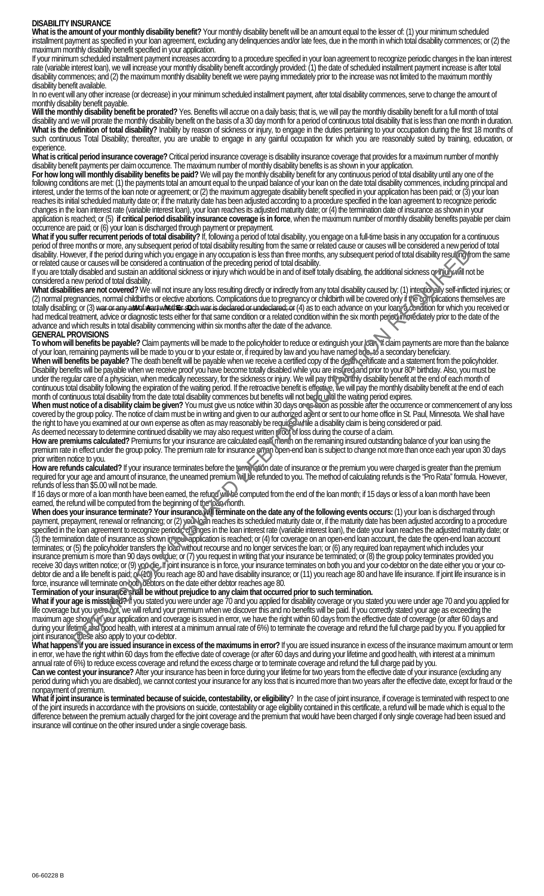**DISABILITY INSURANCE**

**What is the amount of your monthly disability benefit?** Your monthly disability benefit will be an amount equal to the lesser of: (1) your minimum scheduled installment payment as specified in your loan agreement, excluding any delinquencies and/or late fees, due in the month in which total disability commences; or (2) the maximum monthly disability benefit specified in your application.

If your minimum scheduled installment payment increases according to a procedure specified in your loan agreement to recognize periodic changes in the loan interest rate (variable interest loan), we will increase your monthly disability benefit accordingly provided: (1) the date of scheduled installment payment increase is after total disability commences; and (2) the maximum monthly disability benefit we were paying immediately prior to the increase was not limited to the maximum monthly disability benefit available.

In no event will any other increase (or decrease) in your minimum scheduled installment payment, after total disability commences, serve to change the amount of monthly disability benefit payable.

**Will the monthly disability benefit be prorated?** Yes. Benefits will accrue on a daily basis; that is, we will pay the monthly disability benefit for a full month of total disability and we will prorate the monthly disability benefit on the basis of a 30 day month for a period of continuous total disability that is less than one month in duration.

**What is the definition of total disability?** Inability by reason of sickness or injury, to engage in the duties pertaining to your occupation during the first 18 months of such continuous Total Disability; thereafter, you are unable to engage in any gainful occupation for which you are reasonably suited by training, education, or experience.

**What is critical period insurance coverage?** Critical period insurance coverage is disability insurance coverage that provides for a maximum number of monthly disability benefit payments per claim occurrence. The maximum number of monthly disability benefits is as shown in your application.

**For how long will monthly disability benefits be paid?** We will pay the monthly disability benefit for any continuous period of total disability until any one of the following conditions are met: (1) the payments total an amount equal to the unpaid balance of your loan on the date total disability commences, including principal and interest, under the terms of the loan note or agreement; or (2) the maximum aggregate disability benefit specified in your application has been paid; or (3) your loan reaches its initial scheduled maturity date or; if the maturity date has been adjusted according to a procedure specified in the loan agreement to recognize periodic changes in the loan interest rate (variable interest loan), your loan reaches its adjusted maturity date; or (4) the termination date of insurance as shown in your application is reached; or (5) **if critical period disability insurance coverage is in force**, when the maximum number of monthly disability benefits payable per claim occurrence are paid; or (6) your loan is discharged through payment or prepayment.

**What if you suffer recurrent periods of total disability?** If, following a period of total disability, you engage on a full-time basis in any occupation for a continuous period of three months or more, any subsequent period of total disability resulting from the same or related cause or causes will be considered a new period of total disability. However, if the period during which you engage in any occupation is less than three months, any subsequent period of total disability resulting from the same or related cause or causes will be considered a continuation of the preceding period of total disability.

If you are totally disabled and sustain an additional sickness or injury which would be in and of itself totally disabling, the additional sickness or injury will not be considered a new period of total disability.

**What disabilities are not covered?** We will not insure any loss resulting directly or indirectly from any total disability caused by: (1) intentionally self-inflicted injuries; or (2) normal pregnancies, normal childbirths or elective abortions. Complications due to pregnancy or childbirth will be covered only if the complications themselves are totally disabling; or (3) ~~war or any act of war, whether such war is declared or undeclared; or~~ (4) as to each advance on your loan, a condition for which you received or had medical treatment, advice or diagnostic tests either for that same condition or a related condition within the six month period immediately prior to the date of the advance and which results in total disability commencing within six months after the date of the advance.

**GENERAL PROVISIONS**

**To whom will benefits be payable?** Claim payments will be made to the policyholder to reduce or extinguish your loan. If claim payments are more than the balance of your loan, remaining payments will be made to you or to your estate or, if required by law and you have named one, to a secondary beneficiary.

**When will benefits be payable?** The death benefit will be payable when we receive a certified copy of the death certificate and a statement from the policyholder. Disability benefits will be payable when we receive proof you have become totally disabled while you are insured and prior to your 80th birthday. Also, you must be under the regular care of a physician, when medically necessary, for the sickness or injury. We will pay the monthly disability benefit at the end of each month of continuous total disability following the expiration of the waiting period. If the retroactive benefit is effective, we will pay the monthly disability benefit at the end of each month of continuous total disability from the date total disability commences but benefits will not begin until the waiting period expires.

**When must notice of a disability claim be given?** You must give us notice within 30 days or as soon as possible after the occurrence or commencement of any loss covered by the group policy. The notice of claim must be in writing and given to our authorized agent or sent to our home office in St. Paul, Minnesota. We shall have the right to have you examined at our own expense as often as may reasonably be required while a disability claim is being considered or paid.

As deemed necessary to determine continued disability we may also request written proof of loss during the course of a claim.

**How are premiums calculated?** Premiums for your insurance are calculated each month on the remaining insured outstanding balance of your loan using the premium rate in effect under the group policy. The premium rate for insurance on an open-end loan is subject to change not more than once each year upon 30 days prior written notice to you.

**How are refunds calculated?** If your insurance terminates before the termination date of insurance or the premium you were charged is greater than the premium required for your age and amount of insurance, the unearned premium will be refunded to you. The method of calculating refunds is the "Pro Rata" formula. However, refunds of less than $5.00 will not be made.

If 16 days or more of a loan month have been earned, the refund will be computed from the end of the loan month; if 15 days or less of a loan month have been earned, the refund will be computed from the beginning of the loan month.

**When does your insurance terminate? Your insurance will terminate on the date any of the following events occurs:** (1) your loan is discharged through payment, prepayment, renewal or refinancing; or (2) your loan reaches its scheduled maturity date or, if the maturity date has been adjusted according to a procedure specified in the loan agreement to recognize periodic changes in the loan interest rate (variable interest loan), the date your loan reaches the adjusted maturity date; or (3) the termination date of insurance as shown in your application is reached; or (4) for coverage on an open-end loan account, the date the open-end loan account terminates; or (5) the policyholder transfers the loan without recourse and no longer services the loan; or (6) any required loan repayment which includes your insurance premium is more than 90 days overdue; or (7) you request in writing that your insurance be terminated; or (8) the group policy terminates provided you receive 30 days written notice; or (9) you die. If joint insurance is in force, your insurance terminates on both you and your co-debtor on the date either you or your co-debtor die and a life benefit is paid; or (10) you reach age 80 and have disability insurance; or (11) you reach age 80 and have life insurance. If joint life insurance is in force, insurance will terminate on both debtors on the date either debtor reaches age 80.

**Termination of your insurance shall be without prejudice to any claim that occurred prior to such termination.**

**What if your age is misstated?** If you stated you were under age 70 and you applied for disability coverage or you stated you were under age 70 and you applied for life coverage but you were not, we will refund your premium when we discover this and no benefits will be paid. If you correctly stated your age as exceeding the maximum age shown in your application and coverage is issued in error, we have the right within 60 days from the effective date of coverage (or after 60 days and during your lifetime and good health, with interest at a minimum annual rate of 6%) to terminate the coverage and refund the full charge paid by you. If you applied for joint insurance, these also apply to your co-debtor.

**What happens if you are issued insurance in excess of the maximums in error?** If you are issued insurance in excess of the insurance maximum amount or term in error, we have the right within 60 days from the effective date of coverage (or after 60 days and during your lifetime and good health, with interest at a minimum annual rate of 6%) to reduce excess coverage and refund the excess charge or to terminate coverage and refund the full charge paid by you.

**Can we contest your insurance?** After your insurance has been in force during your lifetime for two years from the effective date of your insurance (excluding any period during which you are disabled), we cannot contest your insurance for any loss that is incurred more than two years after the effective date, except for fraud or the nonpayment of premium.

**What if joint insurance is terminated because of suicide, contestability, or eligibility**? In the case of joint insurance, if coverage is terminated with respect to one of the joint insureds in accordance with the provisions on suicide, contestability or age eligibility contained in this certificate, a refund will be made which is equal to the difference between the premium actually charged for the joint coverage and the premium that would have been charged if only single coverage had been issued and insurance will continue on the other insured under a single coverage basis.

06-60228 B